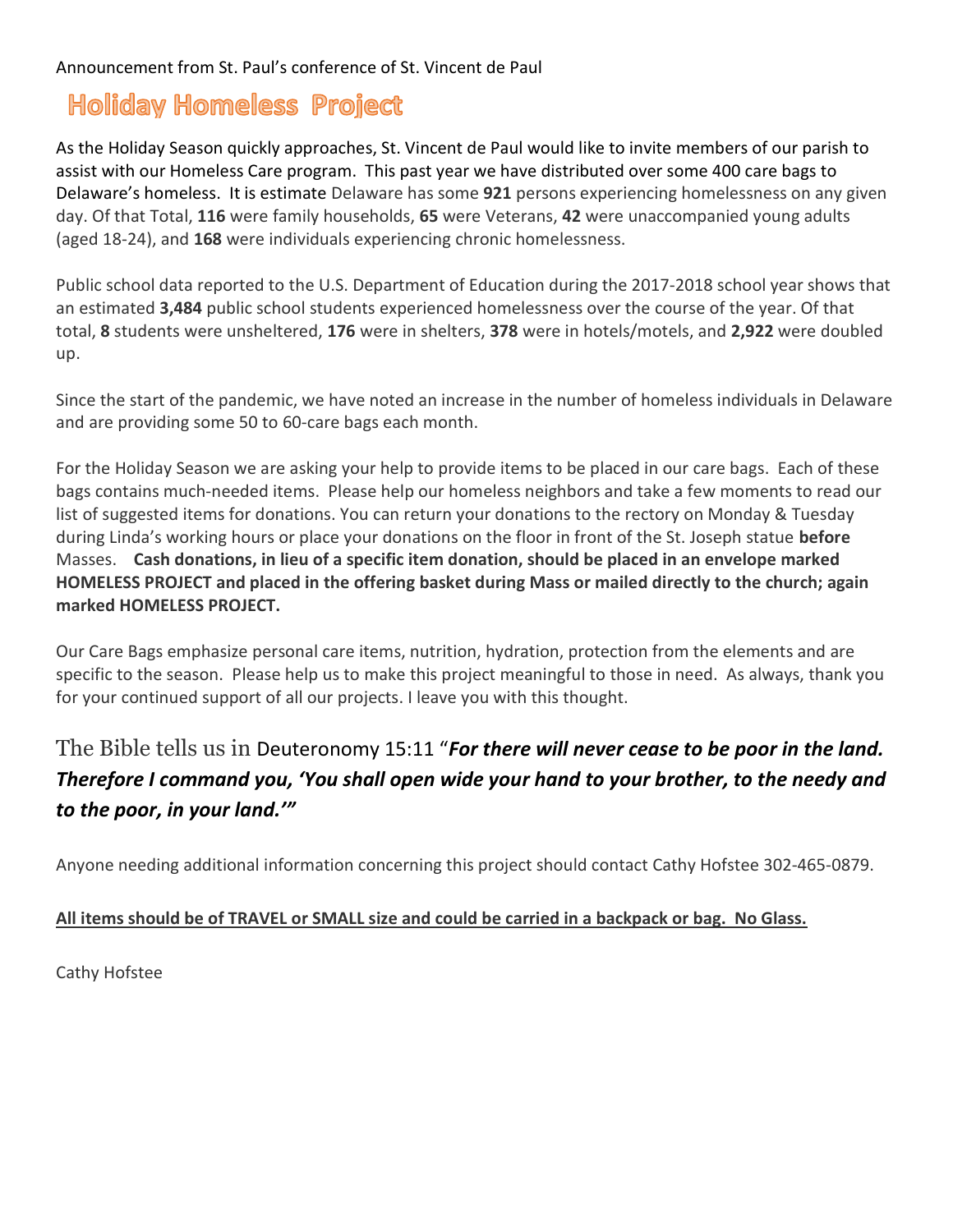Announcement from St. Paul's conference of St. Vincent de Paul

# Holiday Homeless Project

As the Holiday Season quickly approaches, St. Vincent de Paul would like to invite members of our parish to assist with our Homeless Care program. This past year we have distributed over some 400 care bags to Delaware's homeless. It is estimate Delaware has some **921** persons experiencing homelessness on any given day. Of that Total, **116** were family households, **65** were Veterans, **42** were unaccompanied young adults (aged 18-24), and **168** were individuals experiencing chronic homelessness.

Public school data reported to the U.S. Department of Education during the 2017-2018 school year shows that an estimated **3,484** public school students experienced homelessness over the course of the year. Of that total, **8** students were unsheltered, **176** were in shelters, **378** were in hotels/motels, and **2,922** were doubled up.

Since the start of the pandemic, we have noted an increase in the number of homeless individuals in Delaware and are providing some 50 to 60-care bags each month.

For the Holiday Season we are asking your help to provide items to be placed in our care bags. Each of these bags contains much-needed items. Please help our homeless neighbors and take a few moments to read our list of suggested items for donations. You can return your donations to the rectory on Monday & Tuesday during Linda's working hours or place your donations on the floor in front of the St. Joseph statue **before** Masses. **Cash donations, in lieu of a specific item donation, should be placed in an envelope marked HOMELESS PROJECT and placed in the offering basket during Mass or mailed directly to the church; again marked HOMELESS PROJECT.**

Our Care Bags emphasize personal care items, nutrition, hydration, protection from the elements and are specific to the season. Please help us to make this project meaningful to those in need. As always, thank you for your continued support of all our projects. I leave you with this thought.

The Bible tells us in Deuteronomy 15:11 "***For there will never cease to be poor in the land. Therefore I command you, 'You shall open wide your hand to your brother, to the needy and to the poor, in your land.'"***

Anyone needing additional information concerning this project should contact Cathy Hofstee 302-465-0879.

**All items should be of TRAVEL or SMALL size and could be carried in a backpack or bag. No Glass.**

Cathy Hofstee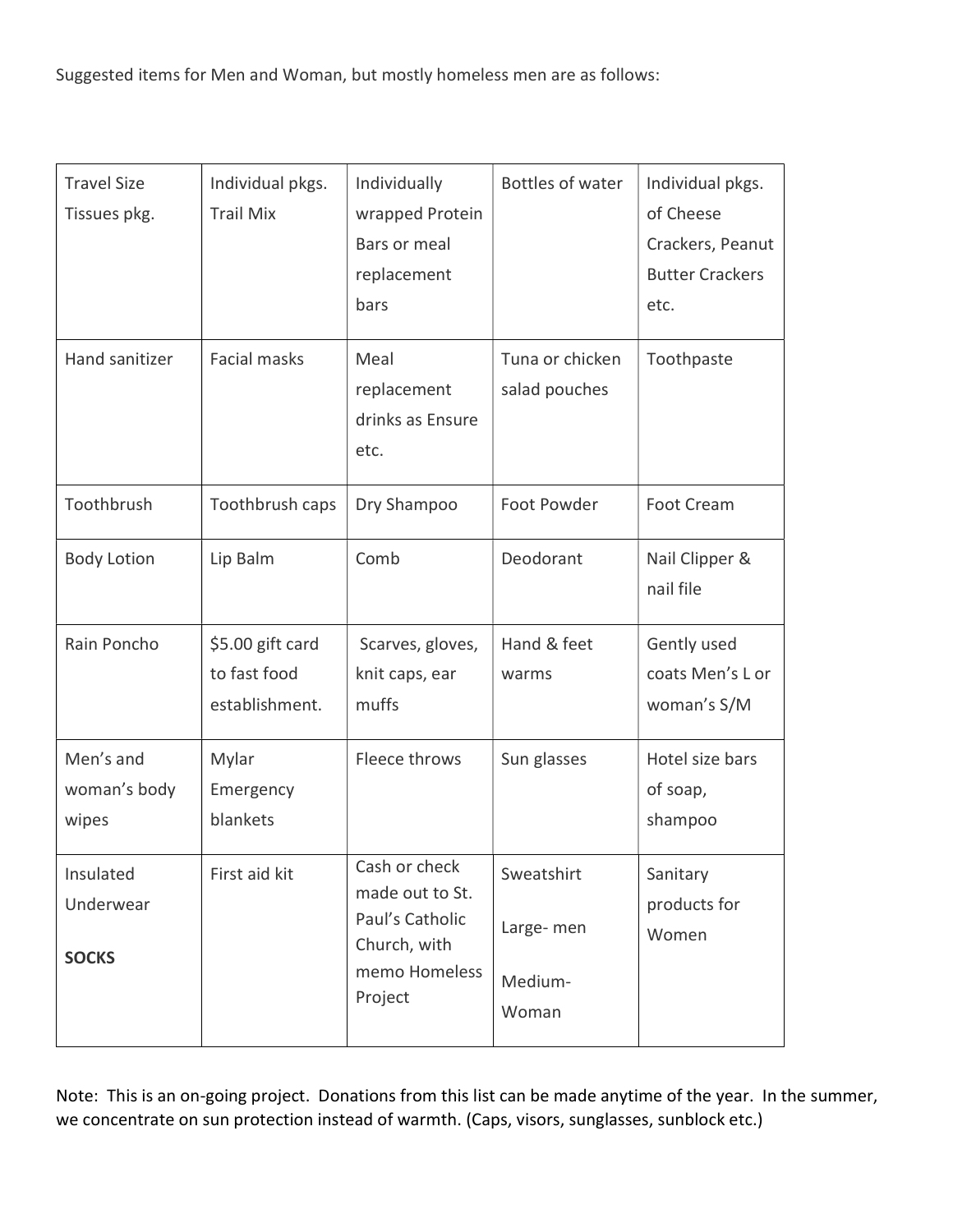Suggested items for Men and Woman, but mostly homeless men are as follows:

| | | | | |
|---|---|---|---|---|
| Travel Size Tissues pkg. | Individual pkgs. Trail Mix | Individually wrapped Protein Bars or meal replacement bars | Bottles of water | Individual pkgs. of Cheese Crackers, Peanut Butter Crackers etc. |
| Hand sanitizer | Facial masks | Meal replacement drinks as Ensure etc. | Tuna or chicken salad pouches | Toothpaste |
| Toothbrush | Toothbrush caps | Dry Shampoo | Foot Powder | Foot Cream |
| Body Lotion | Lip Balm | Comb | Deodorant | Nail Clipper & nail file |
| Rain Poncho | $5.00 gift card to fast food establishment. | Scarves, gloves, knit caps, ear muffs | Hand & feet warms | Gently used coats Men's L or woman's S/M |
| Men's and woman's body wipes | Mylar Emergency blankets | Fleece throws | Sun glasses | Hotel size bars of soap, shampoo |
| Insulated Underwear **SOCKS** | First aid kit | Cash or check made out to St. Paul's Catholic Church, with memo Homeless Project | Sweatshirt Large- men Medium- Woman | Sanitary products for Women |

Note: This is an on-going project. Donations from this list can be made anytime of the year. In the summer, we concentrate on sun protection instead of warmth. (Caps, visors, sunglasses, sunblock etc.)